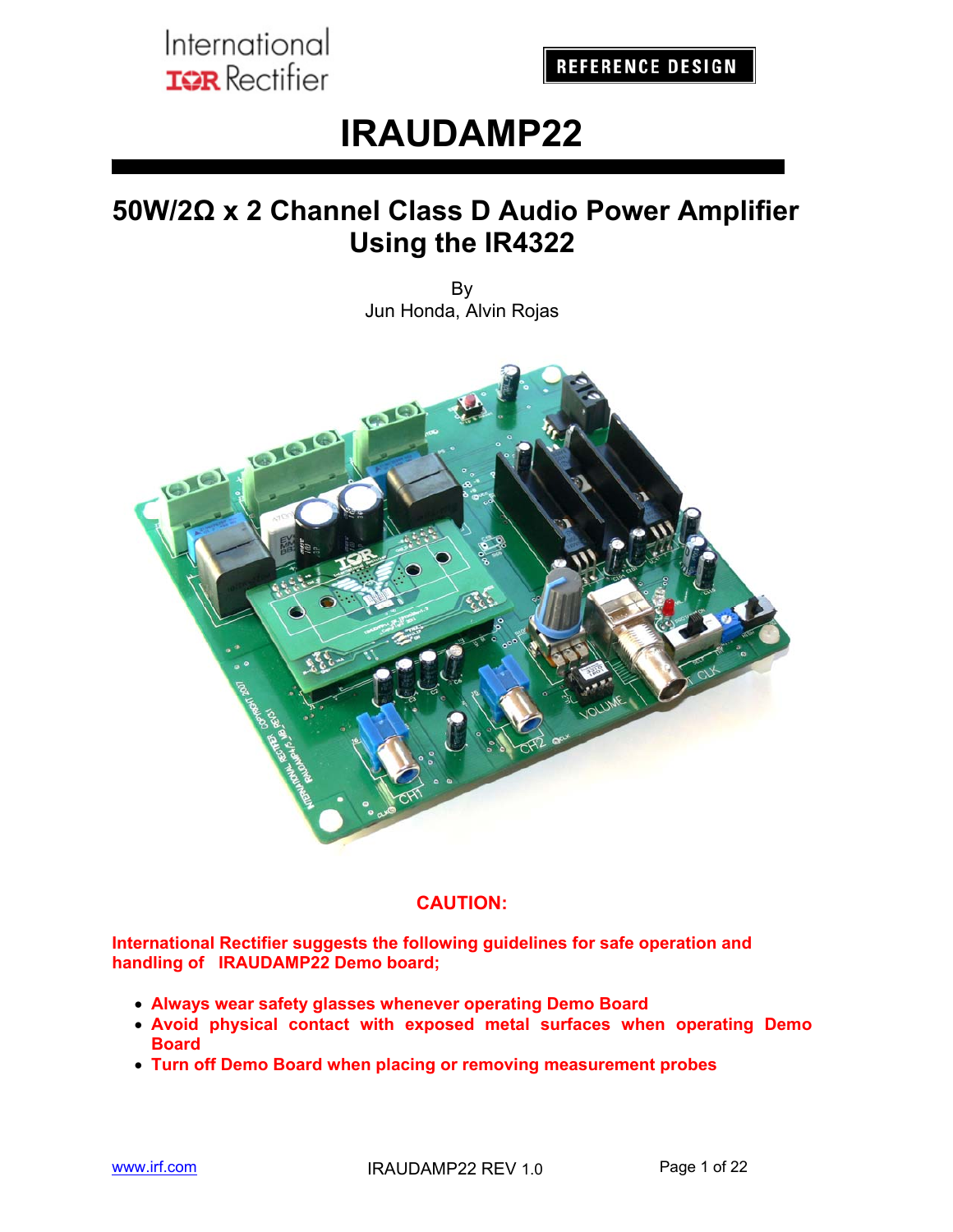International Rectifier

REFERENCE DESIGN

# IRAUDAMP22

## 50W/2Ω x 2 Channel Class D Audio Power Amplifier Using the IR4322

By
Jun Honda, Alvin Rojas

**CAUTION:**

**International Rectifier suggests the following guidelines for safe operation and handling of IRAUDAMP22 Demo board;**

- **Always wear safety glasses whenever operating Demo Board**
- **Avoid physical contact with exposed metal surfaces when operating Demo Board**
- **Turn off Demo Board when placing or removing measurement probes**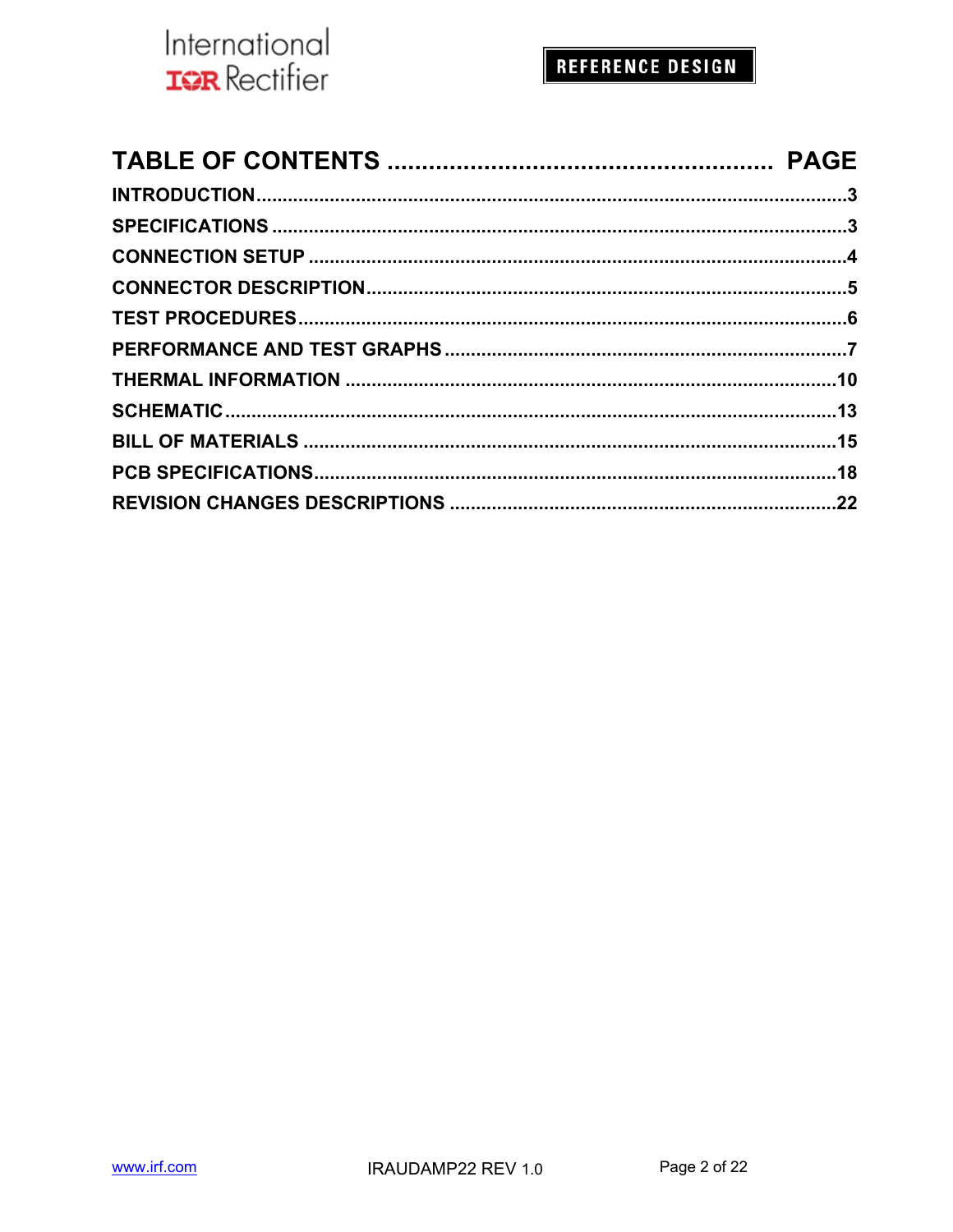# TABLE OF CONTENTS ........................................................ PAGE

**INTRODUCTION**.......................................................................................................3

**SPECIFICATIONS** ...................................................................................................3

**CONNECTION SETUP** ...........................................................................................4

**CONNECTOR DESCRIPTION**.................................................................................5

**TEST PROCEDURES**..............................................................................................6

**PERFORMANCE AND TEST GRAPHS** ..................................................................7

**THERMAL INFORMATION** ...................................................................................10

**SCHEMATIC**..........................................................................................................13

**BILL OF MATERIALS** ...........................................................................................15

**PCB SPECIFICATIONS**..........................................................................................18

**REVISION CHANGES DESCRIPTIONS** ................................................................22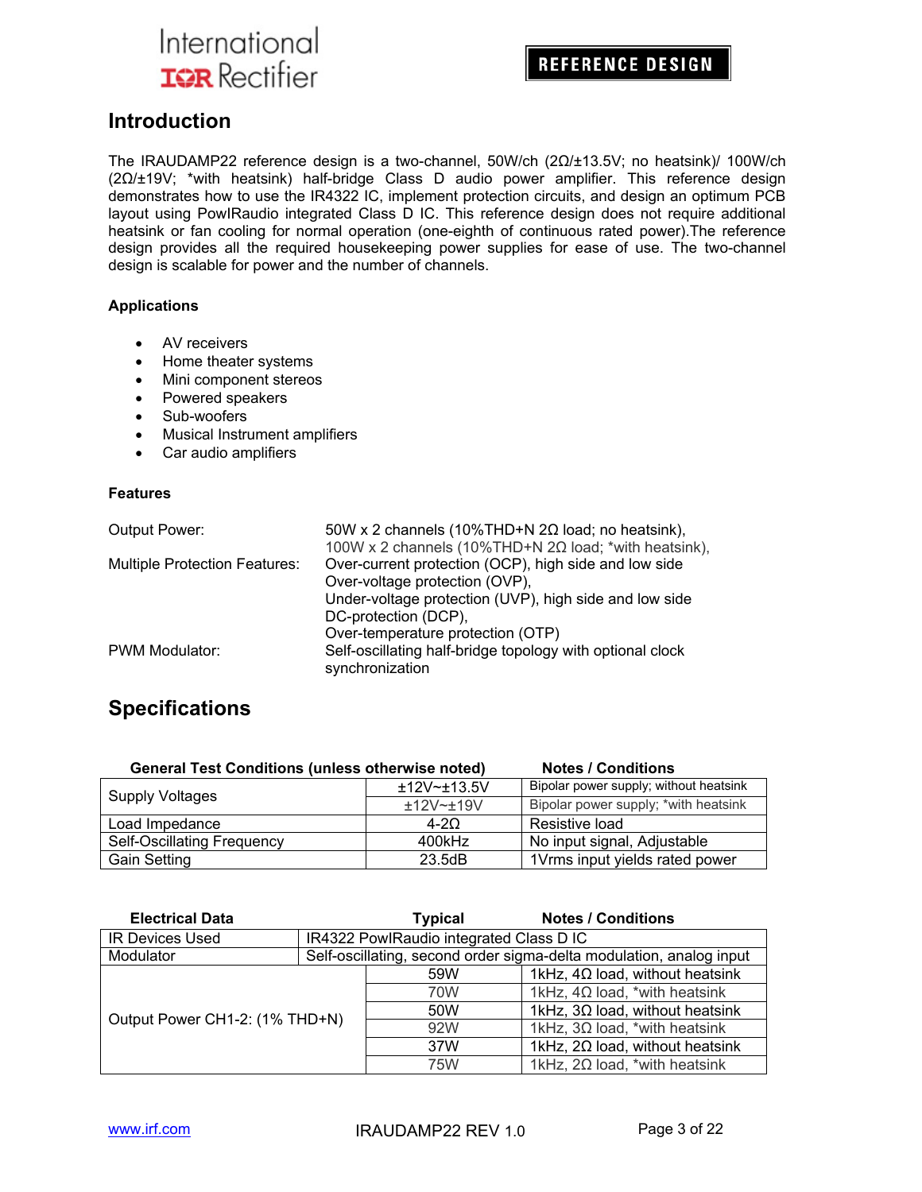## Introduction

The IRAUDAMP22 reference design is a two-channel, 50W/ch (2Ω/±13.5V; no heatsink)/ 100W/ch (2Ω/±19V; *with heatsink) half-bridge Class D audio power amplifier. This reference design demonstrates how to use the IR4322 IC, implement protection circuits, and design an optimum PCB layout using PowIRaudio integrated Class D IC. This reference design does not require additional heatsink or fan cooling for normal operation (one-eighth of continuous rated power).The reference design provides all the required housekeeping power supplies for ease of use. The two-channel design is scalable for power and the number of channels.

### Applications

- AV receivers
- Home theater systems
- Mini component stereos
- Powered speakers
- Sub-woofers
- Musical Instrument amplifiers
- Car audio amplifiers

### Features

| | |
|---|---|
| Output Power: | 50W x 2 channels (10%THD+N 2Ω load; no heatsink),<br>100W x 2 channels (10%THD+N 2Ω load; *with heatsink), |
| Multiple Protection Features: | Over-current protection (OCP), high side and low side<br>Over-voltage protection (OVP),<br>Under-voltage protection (UVP), high side and low side<br>DC-protection (DCP),<br>Over-temperature protection (OTP) |
| PWM Modulator: | Self-oscillating half-bridge topology with optional clock synchronization |

## Specifications

| General Test Conditions (unless otherwise noted) | | Notes / Conditions |
|---|---|---|
| Supply Voltages | ±12V~±13.5V | Bipolar power supply; without heatsink |
| | ±12V~±19V | Bipolar power supply; *with heatsink |
| Load Impedance | 4-2Ω | Resistive load |
| Self-Oscillating Frequency | 400kHz | No input signal, Adjustable |
| Gain Setting | 23.5dB | 1Vrms input yields rated power |

| Electrical Data | Typical | Notes / Conditions |
|---|---|---|
| IR Devices Used | IR4322 PowIRaudio integrated Class D IC | |
| Modulator | Self-oscillating, second order sigma-delta modulation, analog input | |
| Output Power CH1-2: (1% THD+N) | 59W | 1kHz, 4Ω load, without heatsink |
| | 70W | 1kHz, 4Ω load, *with heatsink |
| | 50W | 1kHz, 3Ω load, without heatsink |
| | 92W | 1kHz, 3Ω load, *with heatsink |
| | 37W | 1kHz, 2Ω load, without heatsink |
| | 75W | 1kHz, 2Ω load, *with heatsink |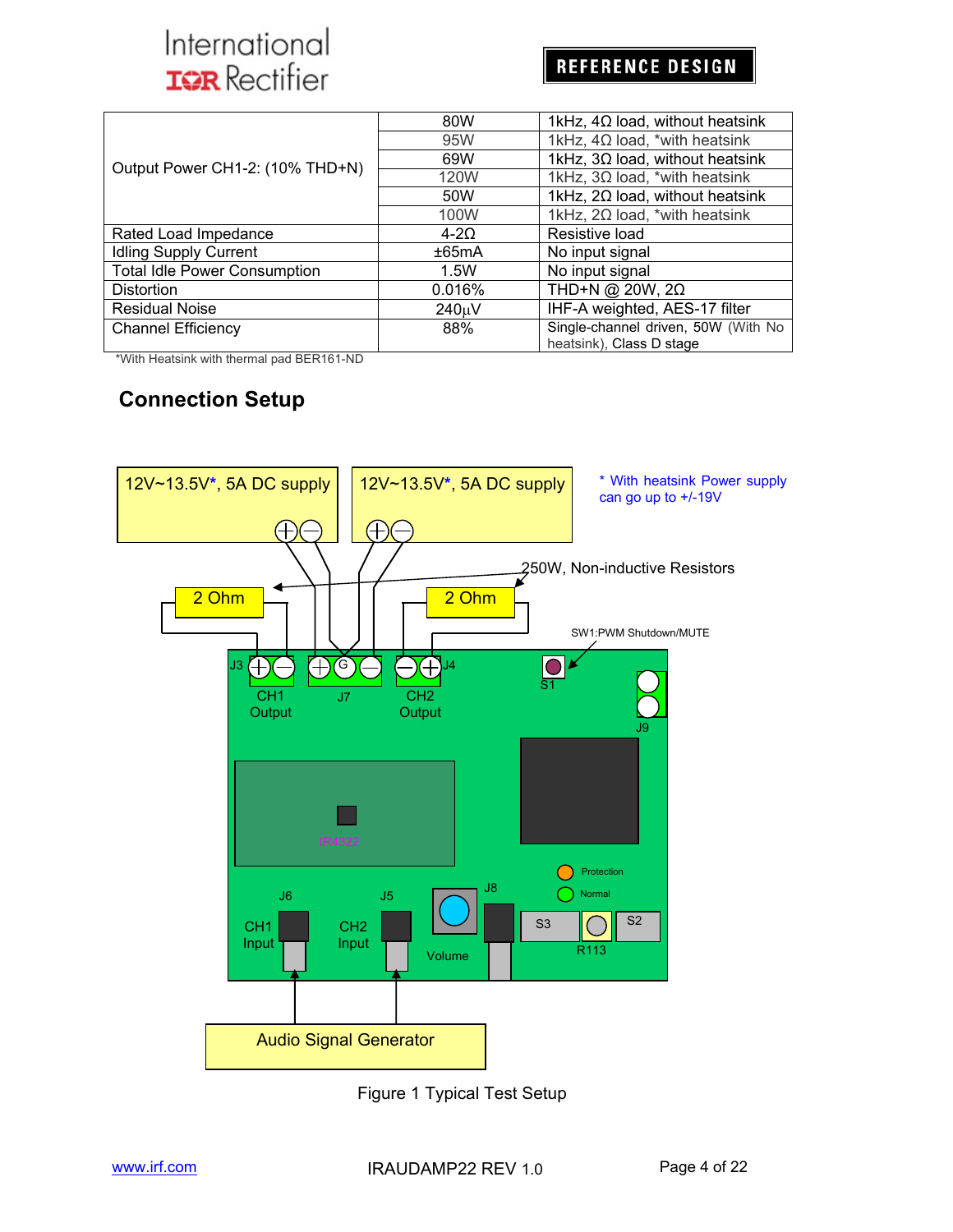| | | |
|---|---|---|
| Output Power CH1-2: (10% THD+N) | 80W | 1kHz, 4Ω load, without heatsink |
| | 95W | 1kHz, 4Ω load, *with heatsink |
| | 69W | 1kHz, 3Ω load, without heatsink |
| | 120W | 1kHz, 3Ω load, *with heatsink |
| | 50W | 1kHz, 2Ω load, without heatsink |
| | 100W | 1kHz, 2Ω load, *with heatsink |
| Rated Load Impedance | 4-2Ω | Resistive load |
| Idling Supply Current | ±65mA | No input signal |
| Total Idle Power Consumption | 1.5W | No input signal |
| Distortion | 0.016% | THD+N @ 20W, 2Ω |
| Residual Noise | 240µV | IHF-A weighted, AES-17 filter |
| Channel Efficiency | 88% | Single-channel driven, 50W (With No heatsink), Class D stage |

*With Heatsink with thermal pad BER161-ND

## Connection Setup

12V~13.5V*, 5A DC supply

12V~13.5V*, 5A DC supply

* With heatsink Power supply can go up to +/-19V

250W, Non-inductive Resistors

2 Ohm

2 Ohm

SW1:PWM Shutdown/MUTE

J3 CH1 Output J7 CH2 Output J4 S1 J9

IR4322

Protection Normal

J6 CH1 Input J5 CH2 Input Volume J8 S3 R113 S2

Audio Signal Generator

Figure 1 Typical Test Setup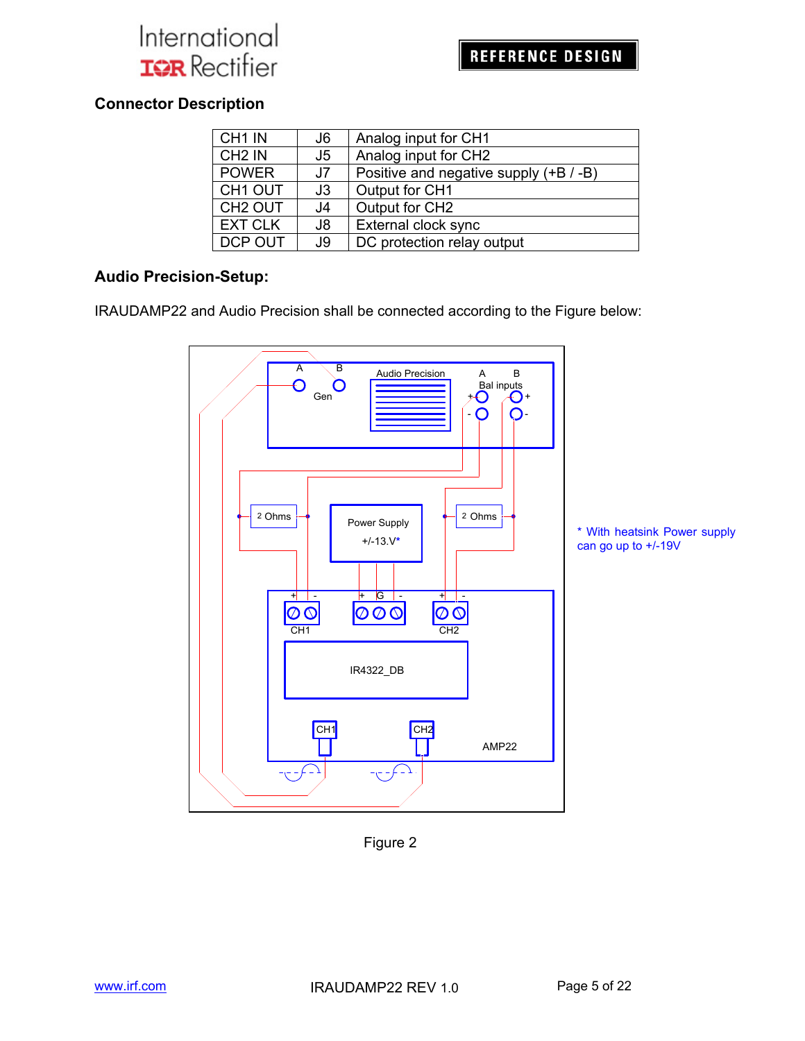## Connector Description

| CH1 IN | J6 | Analog input for CH1 |
|---|---|---|
| CH2 IN | J5 | Analog input for CH2 |
| POWER | J7 | Positive and negative supply (+B / -B) |
| CH1 OUT | J3 | Output for CH1 |
| CH2 OUT | J4 | Output for CH2 |
| EXT CLK | J8 | External clock sync |
| DCP OUT | J9 | DC protection relay output |

## Audio Precision-Setup:

IRAUDAMP22 and Audio Precision shall be connected according to the Figure below:

\* With heatsink Power supply can go up to +/-19V

Figure 2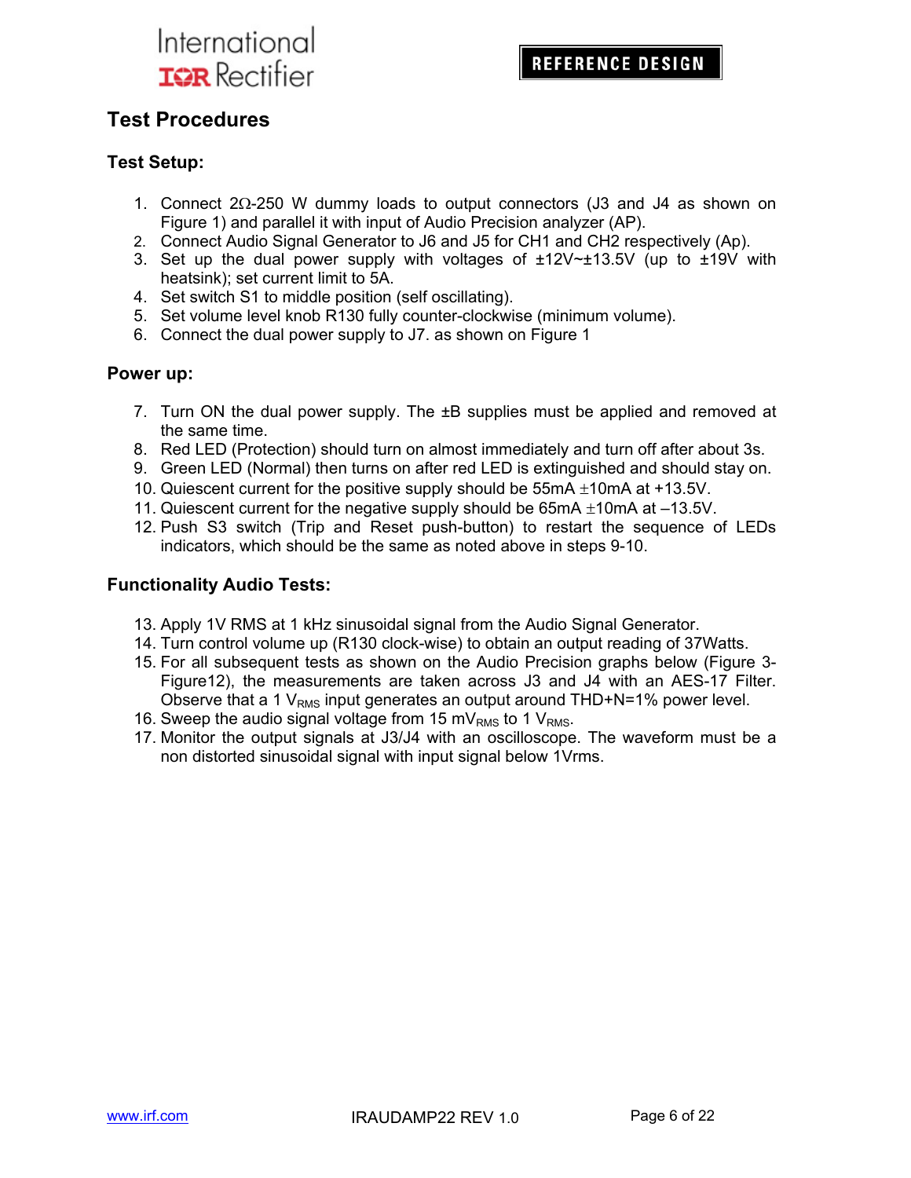## Test Procedures

### Test Setup:

1. Connect 2Ω-250 W dummy loads to output connectors (J3 and J4 as shown on Figure 1) and parallel it with input of Audio Precision analyzer (AP).
2. Connect Audio Signal Generator to J6 and J5 for CH1 and CH2 respectively (Ap).
3. Set up the dual power supply with voltages of ±12V~±13.5V (up to ±19V with heatsink); set current limit to 5A.
4. Set switch S1 to middle position (self oscillating).
5. Set volume level knob R130 fully counter-clockwise (minimum volume).
6. Connect the dual power supply to J7. as shown on Figure 1

### Power up:

7. Turn ON the dual power supply. The ±B supplies must be applied and removed at the same time.
8. Red LED (Protection) should turn on almost immediately and turn off after about 3s.
9. Green LED (Normal) then turns on after red LED is extinguished and should stay on.
10. Quiescent current for the positive supply should be 55mA ±10mA at +13.5V.
11. Quiescent current for the negative supply should be 65mA ±10mA at –13.5V.
12. Push S3 switch (Trip and Reset push-button) to restart the sequence of LEDs indicators, which should be the same as noted above in steps 9-10.

### Functionality Audio Tests:

13. Apply 1V RMS at 1 kHz sinusoidal signal from the Audio Signal Generator.
14. Turn control volume up (R130 clock-wise) to obtain an output reading of 37Watts.
15. For all subsequent tests as shown on the Audio Precision graphs below (Figure 3-Figure12), the measurements are taken across J3 and J4 with an AES-17 Filter. Observe that a 1 $V_{RMS}$ input generates an output around THD+N=1% power level.
16. Sweep the audio signal voltage from 15 $mV_{RMS}$ to 1 $V_{RMS}$.
17. Monitor the output signals at J3/J4 with an oscilloscope. The waveform must be a non distorted sinusoidal signal with input signal below 1Vrms.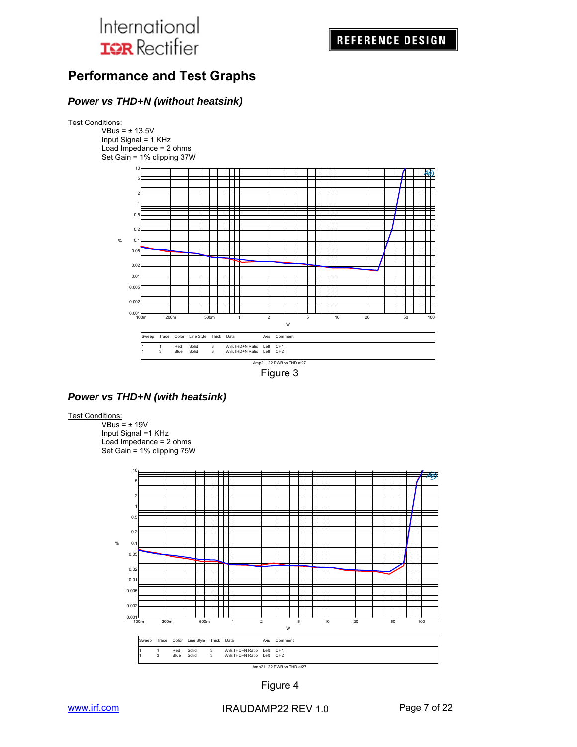## Performance and Test Graphs

### *Power vs THD+N (without heatsink)*

Test Conditions:

VBus = ± 13.5V
Input Signal = 1 KHz
Load Impedance = 2 ohms
Set Gain = 1% clipping 37W

| Sweep | Trace | Color | Line Style | Thick | Data | Axis | Comment |
|---|---|---|---|---|---|---|---|
| 1 | 1 | Red | Solid | 3 | Anlr.THD+N Ratio | Left | CH1 |
| 1 | 3 | Blue | Solid | 3 | Anlr.THD+N Ratio | Left | CH2 |

Amp21_22 PWR vs THD.at27

Figure 3

### *Power vs THD+N (with heatsink)*

Test Conditions:

VBus = ± 19V
Input Signal =1 KHz
Load Impedance = 2 ohms
Set Gain = 1% clipping 75W

| Sweep | Trace | Color | Line Style | Thick | Data | Axis | Comment |
|---|---|---|---|---|---|---|---|
| 1 | 1 | Red | Solid | 3 | Anlr.THD+N Ratio | Left | CH1 |
| 1 | 3 | Blue | Solid | 3 | Anlr.THD+N Ratio | Left | CH2 |

Amp21_22 PWR vs THD.at27

Figure 4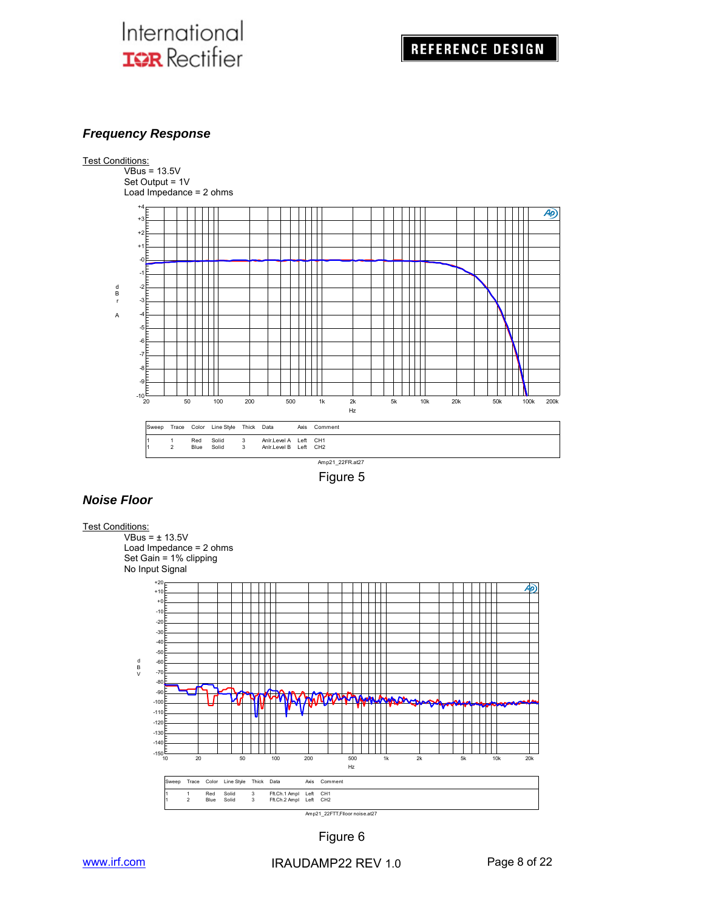## Frequency Response

Test Conditions:

VBus = 13.5V
Set Output = 1V
Load Impedance = 2 ohms

| Sweep | Trace | Color | Line Style | Thick | Data | Axis | Comment |
|---|---|---|---|---|---|---|---|
| 1 | 1 | Red | Solid | 3 | Anlr.Level A | Left | CH1 |
| 1 | 2 | Blue | Solid | 3 | Anlr.Level B | Left | CH2 |

Amp21_22FR.at27

Figure 5

## Noise Floor

Test Conditions:

VBus = ± 13.5V
Load Impedance = 2 ohms
Set Gain = 1% clipping
No Input Signal

| Sweep | Trace | Color | Line Style | Thick | Data | Axis | Comment |
|---|---|---|---|---|---|---|---|
| 1 | 1 | Red | Solid | 3 | Fft.Ch.1 Ampl | Left | CH1 |
| 1 | 2 | Blue | Solid | 3 | Fft.Ch.2 Ampl | Left | CH2 |

Amp21_22FFT,Floor noise.at27

Figure 6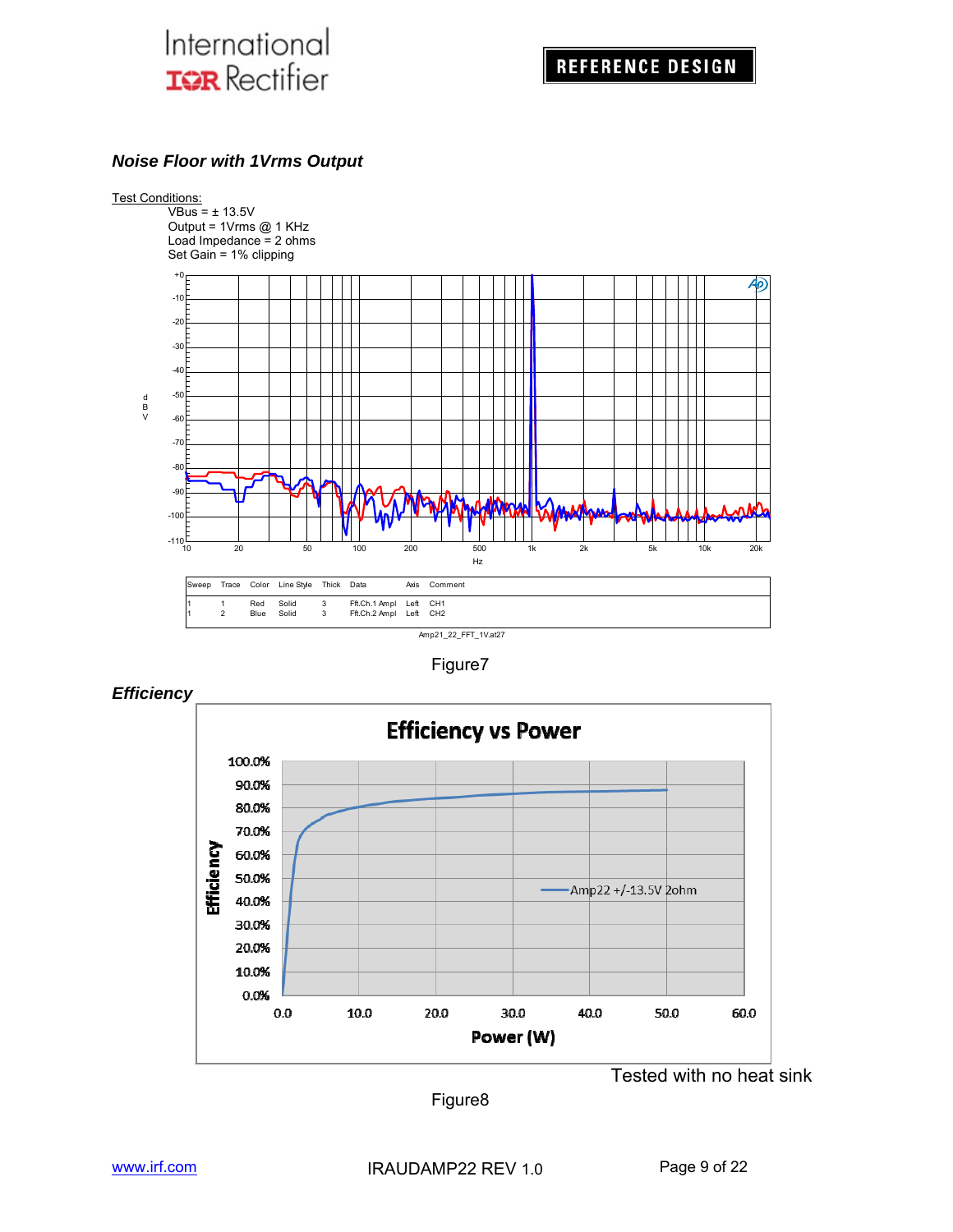### *Noise Floor with 1Vrms Output*

Test Conditions:

VBus = ± 13.5V
Output = 1Vrms @ 1 KHz
Load Impedance = 2 ohms
Set Gain = 1% clipping

| Sweep | Trace | Color | Line Style | Thick | Data | Axis | Comment |
|---|---|---|---|---|---|---|---|
| 1 | 1 | Red | Solid | 3 | Fft.Ch.1 Ampl | Left | CH1 |
| 1 | 2 | Blue | Solid | 3 | Fft.Ch.2 Ampl | Left | CH2 |

Amp21_22_FFT_1V.at27

Figure7

### *Efficiency*

Tested with no heat sink

Figure8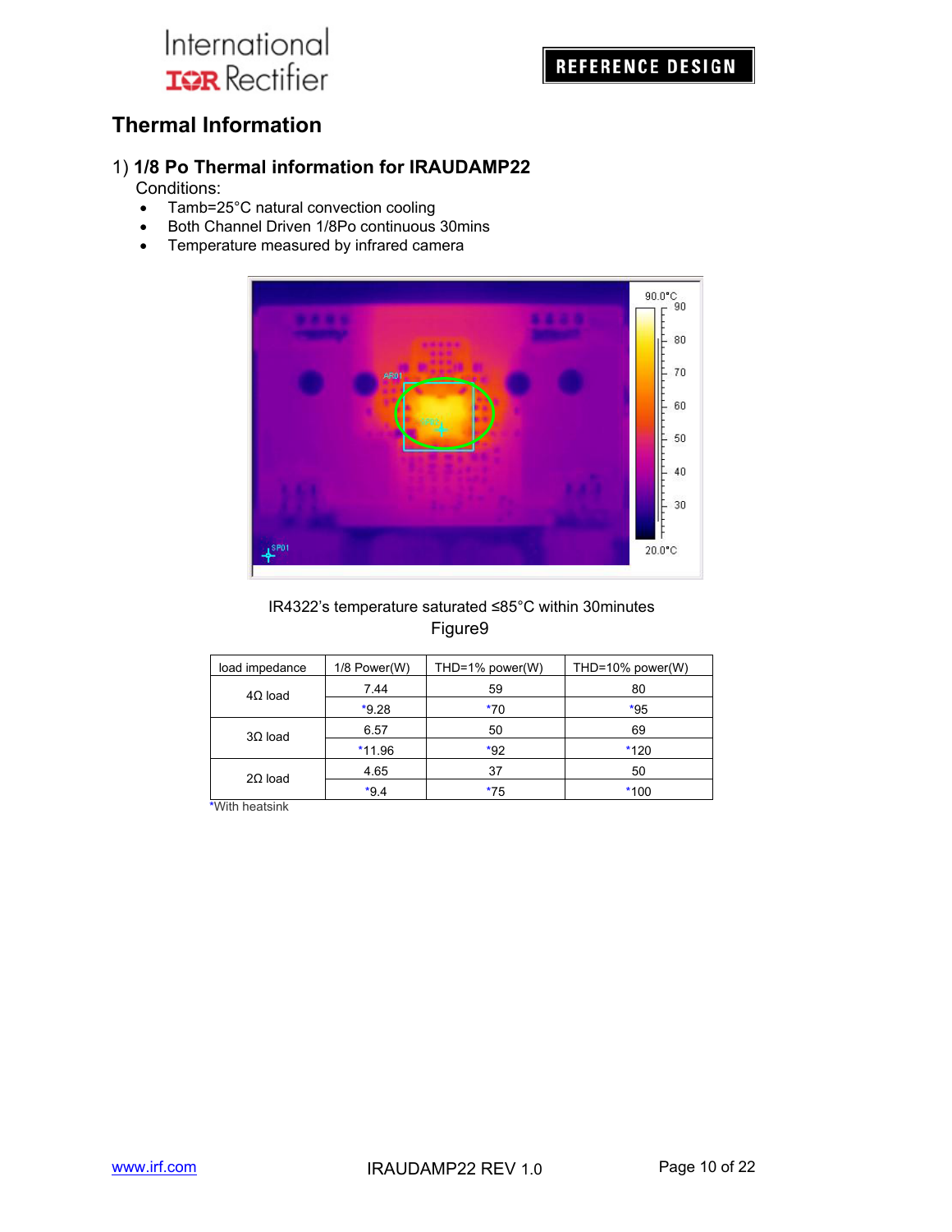## Thermal Information

### 1) 1/8 Po Thermal information for IRAUDAMP22

Conditions:

- Tamb=25°C natural convection cooling
- Both Channel Driven 1/8Po continuous 30mins
- Temperature measured by infrared camera

IR4322's temperature saturated ≤85°C within 30minutes

Figure9

| load impedance | 1/8 Power(W) | THD=1% power(W) | THD=10% power(W) |
|---|---|---|---|
| 4Ω load | 7.44 | 59 | 80 |
| | *9.28 | *70 | *95 |
| 3Ω load | 6.57 | 50 | 69 |
| | *11.96 | *92 | *120 |
| 2Ω load | 4.65 | 37 | 50 |
| | *9.4 | *75 | *100 |

*With heatsink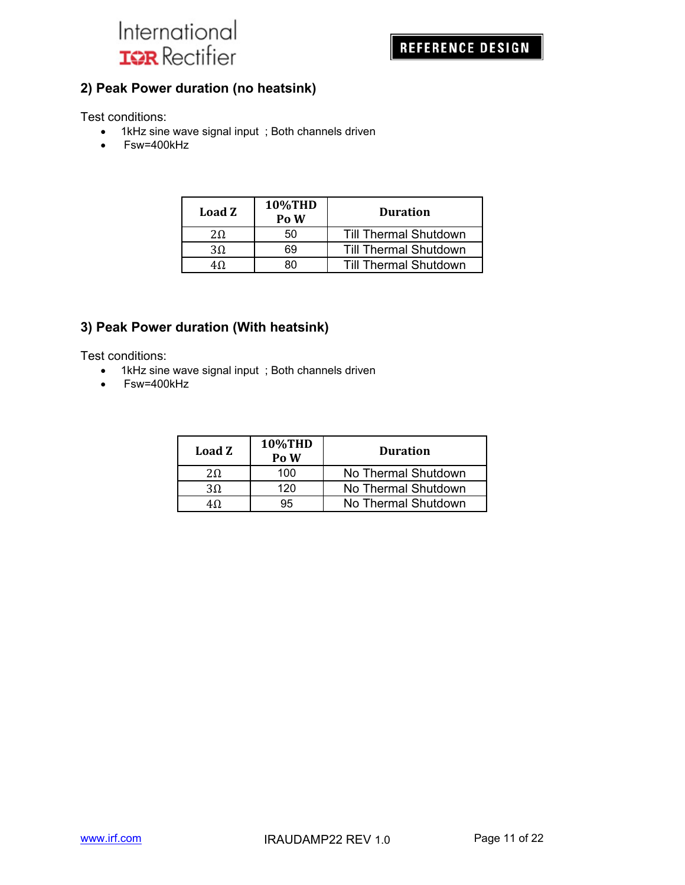## 2) Peak Power duration (no heatsink)

Test conditions:

- 1kHz sine wave signal input ; Both channels driven
- Fsw=400kHz

| Load Z | 10%THD Po W | Duration |
|---|---|---|
| 2Ω | 50 | Till Thermal Shutdown |
| 3Ω | 69 | Till Thermal Shutdown |
| 4Ω | 80 | Till Thermal Shutdown |

## 3) Peak Power duration (With heatsink)

Test conditions:

- 1kHz sine wave signal input ; Both channels driven
- Fsw=400kHz

| Load Z | 10%THD Po W | Duration |
|---|---|---|
| 2Ω | 100 | No Thermal Shutdown |
| 3Ω | 120 | No Thermal Shutdown |
| 4Ω | 95 | No Thermal Shutdown |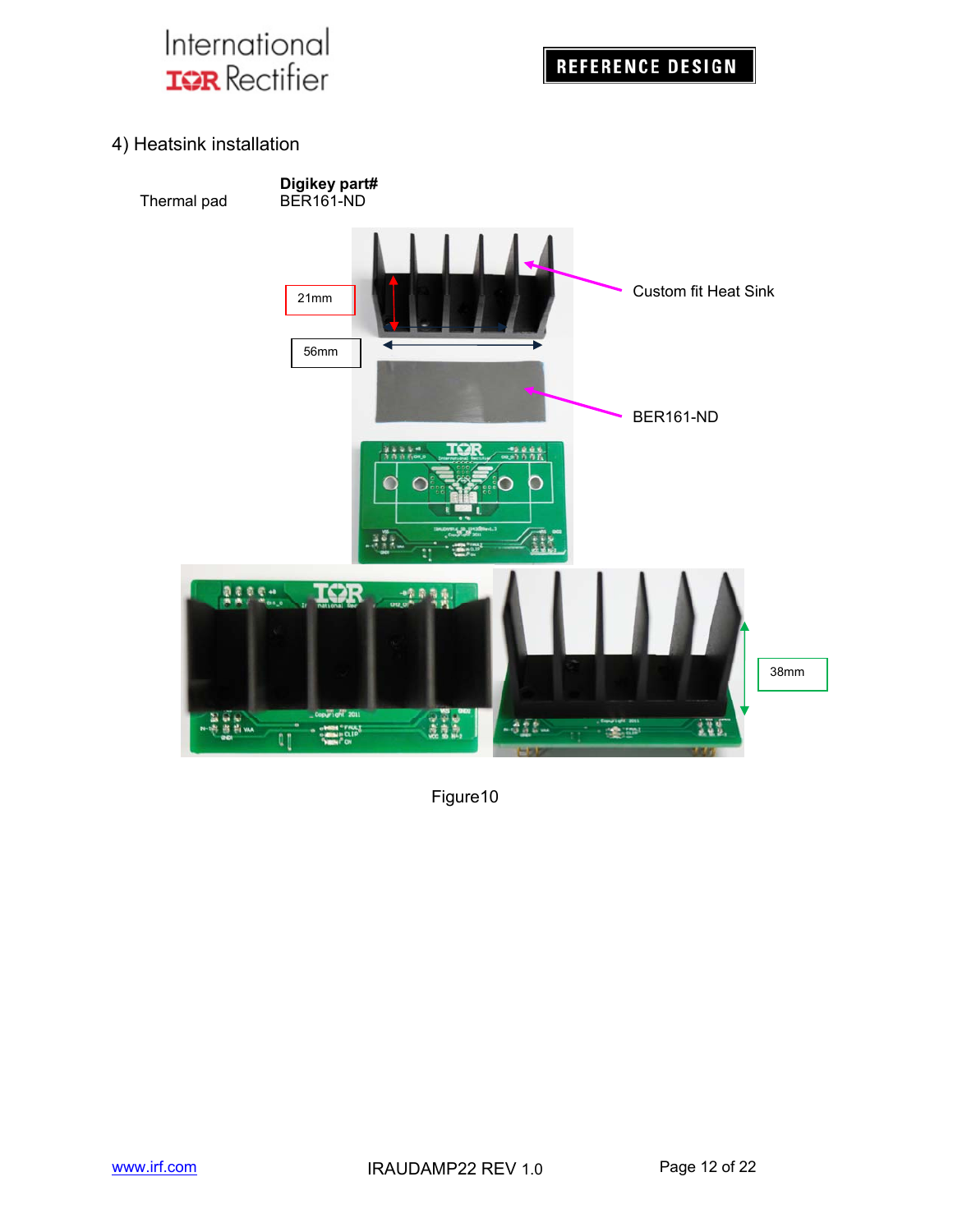## 4) Heatsink installation

| | Digikey part# |
|---|---|
| Thermal pad | BER161-ND |

21mm

56mm

Custom fit Heat Sink

BER161-ND

38mm

Figure10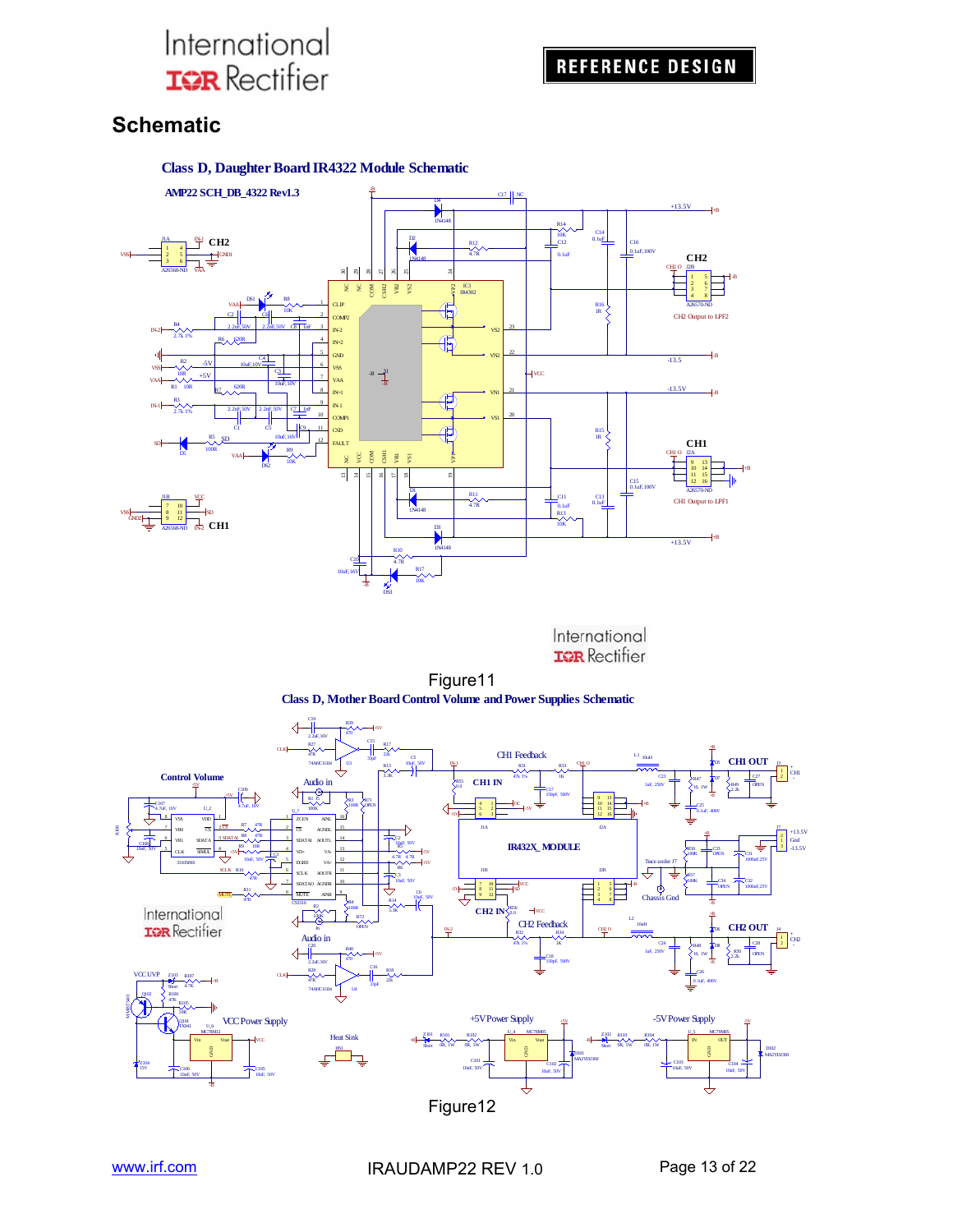## Schematic

**Class D, Daughter Board IR4322 Module Schematic**

Figure11

**Class D, Mother Board Control Volume and Power Supplies Schematic**

Figure12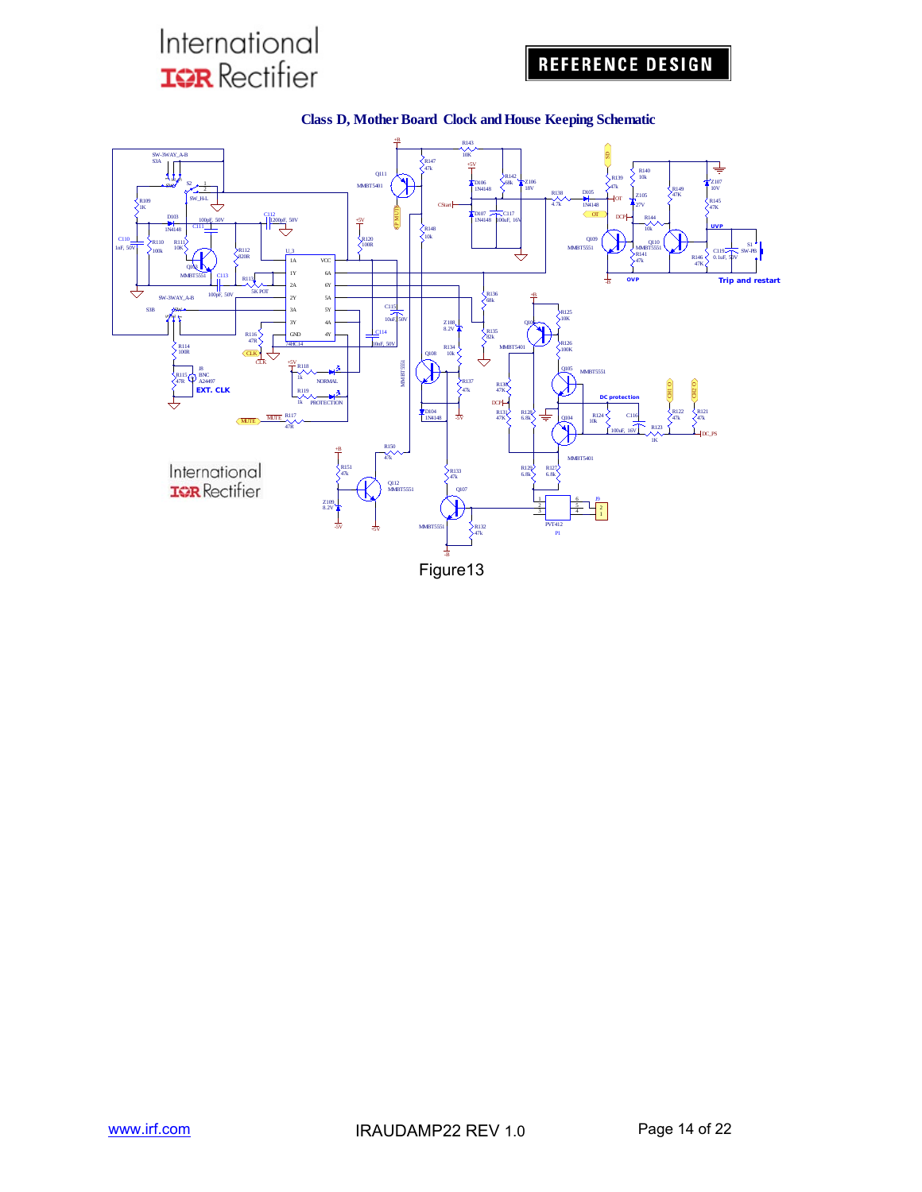### Class D, Mother Board Clock and House Keeping Schematic

Figure13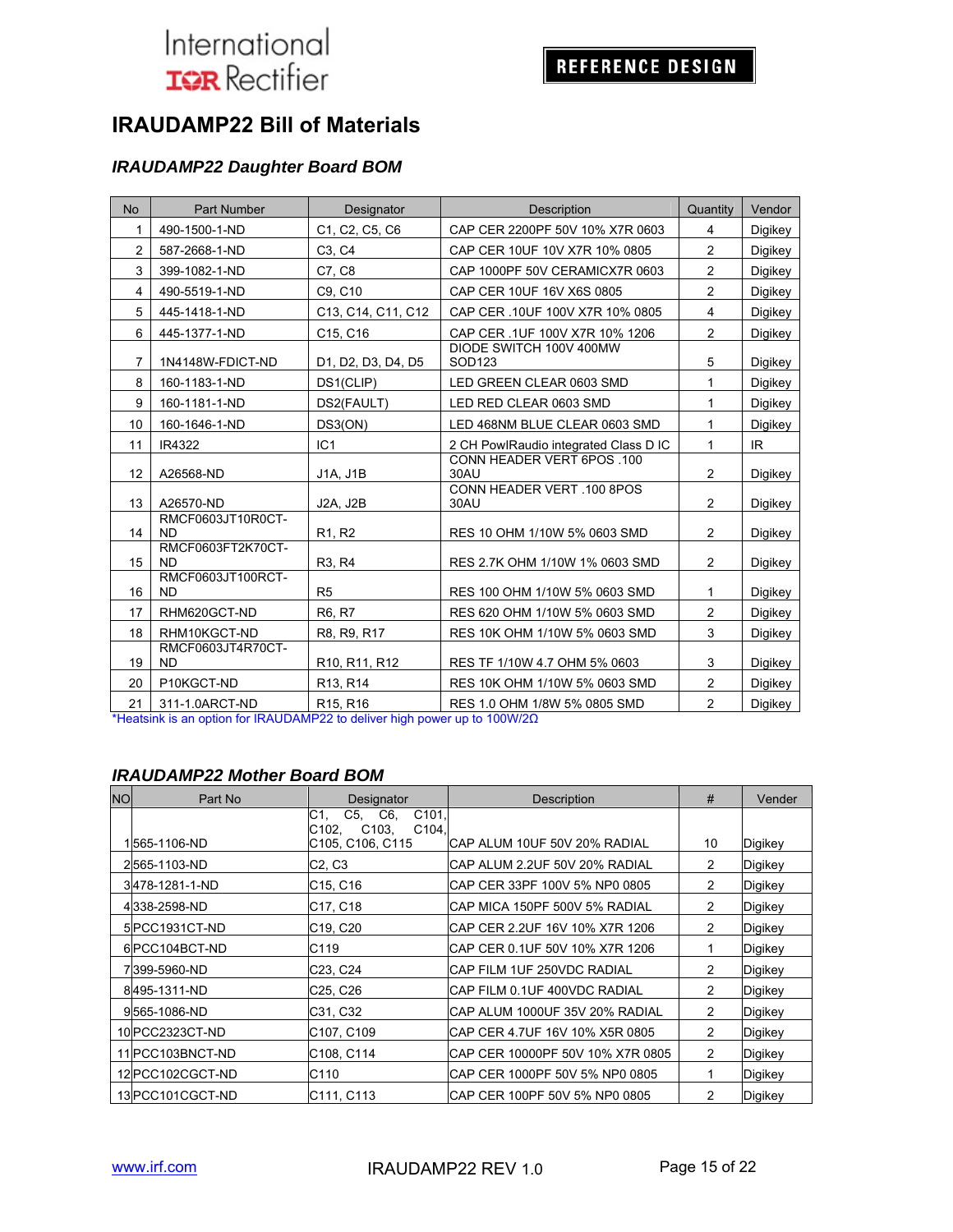# IRAUDAMP22 Bill of Materials

## *IRAUDAMP22 Daughter Board BOM*

| No | Part Number | Designator | Description | Quantity | Vendor |
|---|---|---|---|---|---|
| 1 | 490-1500-1-ND | C1, C2, C5, C6 | CAP CER 2200PF 50V 10% X7R 0603 | 4 | Digikey |
| 2 | 587-2668-1-ND | C3, C4 | CAP CER 10UF 10V X7R 10% 0805 | 2 | Digikey |
| 3 | 399-1082-1-ND | C7, C8 | CAP 1000PF 50V CERAMICX7R 0603 | 2 | Digikey |
| 4 | 490-5519-1-ND | C9, C10 | CAP CER 10UF 16V X6S 0805 | 2 | Digikey |
| 5 | 445-1418-1-ND | C13, C14, C11, C12 | CAP CER .10UF 100V X7R 10% 0805 | 4 | Digikey |
| 6 | 445-1377-1-ND | C15, C16 | CAP CER .1UF 100V X7R 10% 1206 | 2 | Digikey |
| 7 | 1N4148W-FDICT-ND | D1, D2, D3, D4, D5 | DIODE SWITCH 100V 400MW SOD123 | 5 | Digikey |
| 8 | 160-1183-1-ND | DS1(CLIP) | LED GREEN CLEAR 0603 SMD | 1 | Digikey |
| 9 | 160-1181-1-ND | DS2(FAULT) | LED RED CLEAR 0603 SMD | 1 | Digikey |
| 10 | 160-1646-1-ND | DS3(ON) | LED 468NM BLUE CLEAR 0603 SMD | 1 | Digikey |
| 11 | IR4322 | IC1 | 2 CH PowIRaudio integrated Class D IC | 1 | IR |
| 12 | A26568-ND | J1A, J1B | CONN HEADER VERT 6POS .100 30AU | 2 | Digikey |
| 13 | A26570-ND | J2A, J2B | CONN HEADER VERT .100 8POS 30AU | 2 | Digikey |
| 14 | RMCF0603JT10R0CT-ND | R1, R2 | RES 10 OHM 1/10W 5% 0603 SMD | 2 | Digikey |
| 15 | RMCF0603FT2K70CT-ND | R3, R4 | RES 2.7K OHM 1/10W 1% 0603 SMD | 2 | Digikey |
| 16 | RMCF0603JT100RCT-ND | R5 | RES 100 OHM 1/10W 5% 0603 SMD | 1 | Digikey |
| 17 | RHM620GCT-ND | R6, R7 | RES 620 OHM 1/10W 5% 0603 SMD | 2 | Digikey |
| 18 | RHM10KGCT-ND | R8, R9, R17 | RES 10K OHM 1/10W 5% 0603 SMD | 3 | Digikey |
| 19 | RMCF0603JT4R70CT-ND | R10, R11, R12 | RES TF 1/10W 4.7 OHM 5% 0603 | 3 | Digikey |
| 20 | P10KGCT-ND | R13, R14 | RES 10K OHM 1/10W 5% 0603 SMD | 2 | Digikey |
| 21 | 311-1.0ARCT-ND | R15, R16 | RES 1.0 OHM 1/8W 5% 0805 SMD | 2 | Digikey |

*Heatsink is an option for IRAUDAMP22 to deliver high power up to 100W/2Ω

## *IRAUDAMP22 Mother Board BOM*

| NO | Part No | Designator | Description | # | Vender |
|---|---|---|---|---|---|
| 1 | 565-1106-ND | C1, C5, C6, C101, C102, C103, C104, C105, C106, C115 | CAP ALUM 10UF 50V 20% RADIAL | 10 | Digikey |
| 2 | 565-1103-ND | C2, C3 | CAP ALUM 2.2UF 50V 20% RADIAL | 2 | Digikey |
| 3 | 478-1281-1-ND | C15, C16 | CAP CER 33PF 100V 5% NP0 0805 | 2 | Digikey |
| 4 | 338-2598-ND | C17, C18 | CAP MICA 150PF 500V 5% RADIAL | 2 | Digikey |
| 5 | PCC1931CT-ND | C19, C20 | CAP CER 2.2UF 16V 10% X7R 1206 | 2 | Digikey |
| 6 | PCC104BCT-ND | C119 | CAP CER 0.1UF 50V 10% X7R 1206 | 1 | Digikey |
| 7 | 399-5960-ND | C23, C24 | CAP FILM 1UF 250VDC RADIAL | 2 | Digikey |
| 8 | 495-1311-ND | C25, C26 | CAP FILM 0.1UF 400VDC RADIAL | 2 | Digikey |
| 9 | 565-1086-ND | C31, C32 | CAP ALUM 1000UF 35V 20% RADIAL | 2 | Digikey |
| 10 | PCC2323CT-ND | C107, C109 | CAP CER 4.7UF 16V 10% X5R 0805 | 2 | Digikey |
| 11 | PCC103BNCT-ND | C108, C114 | CAP CER 10000PF 50V 10% X7R 0805 | 2 | Digikey |
| 12 | PCC102CGCT-ND | C110 | CAP CER 1000PF 50V 5% NP0 0805 | 1 | Digikey |
| 13 | PCC101CGCT-ND | C111, C113 | CAP CER 100PF 50V 5% NP0 0805 | 2 | Digikey |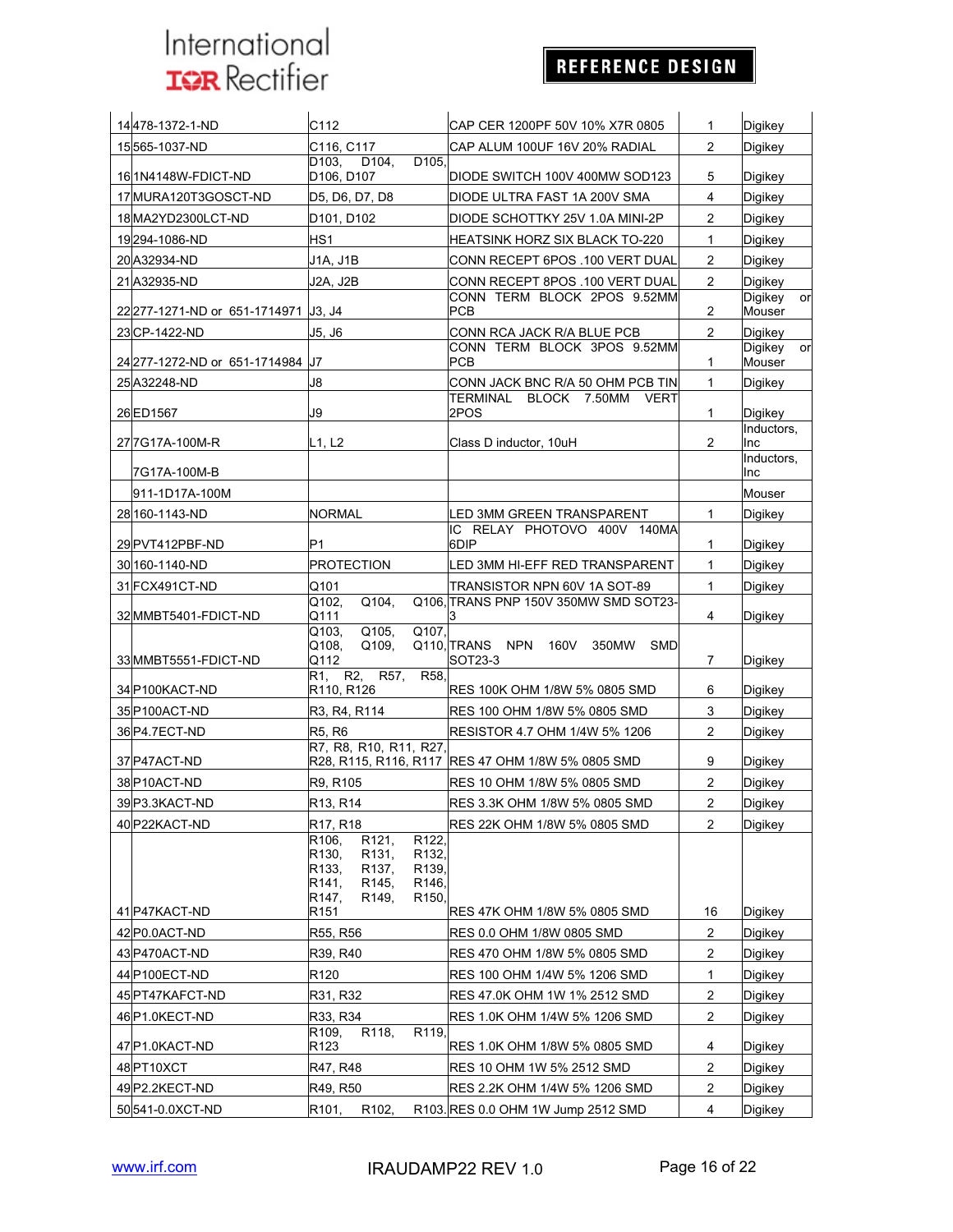| | | | | | |
|---|---|---|---|---|---|
| 14 | 478-1372-1-ND | C112 | CAP CER 1200PF 50V 10% X7R 0805 | 1 | Digikey |
| 15 | 565-1037-ND | C116, C117 | CAP ALUM 100UF 16V 20% RADIAL | 2 | Digikey |
| 16 | 1N4148W-FDICT-ND | D103, D104, D105, D106, D107 | DIODE SWITCH 100V 400MW SOD123 | 5 | Digikey |
| 17 | MURA120T3GOSCT-ND | D5, D6, D7, D8 | DIODE ULTRA FAST 1A 200V SMA | 4 | Digikey |
| 18 | MA2YD2300LCT-ND | D101, D102 | DIODE SCHOTTKY 25V 1.0A MINI-2P | 2 | Digikey |
| 19 | 294-1086-ND | HS1 | HEATSINK HORZ SIX BLACK TO-220 | 1 | Digikey |
| 20 | A32934-ND | J1A, J1B | CONN RECEPT 6POS .100 VERT DUAL | 2 | Digikey |
| 21 | A32935-ND | J2A, J2B | CONN RECEPT 8POS .100 VERT DUAL | 2 | Digikey |
| 22 | 277-1271-ND or 651-1714971 | J3, J4 | CONN TERM BLOCK 2POS 9.52MM PCB | 2 | Digikey or Mouser |
| 23 | CP-1422-ND | J5, J6 | CONN RCA JACK R/A BLUE PCB | 2 | Digikey |
| 24 | 277-1272-ND or 651-1714984 | J7 | CONN TERM BLOCK 3POS 9.52MM PCB | 1 | Digikey or Mouser |
| 25 | A32248-ND | J8 | CONN JACK BNC R/A 50 OHM PCB TIN | 1 | Digikey |
| 26 | ED1567 | J9 | TERMINAL BLOCK 7.50MM VERT 2POS | 1 | Digikey |
| 27 | 7G17A-100M-R | L1, L2 | Class D inductor, 10uH | 2 | Inductors, Inc |
| | 7G17A-100M-B | | | | Inductors, Inc |
| | 911-1D17A-100M | | | | Mouser |
| 28 | 160-1143-ND | NORMAL | LED 3MM GREEN TRANSPARENT | 1 | Digikey |
| 29 | PVT412PBF-ND | P1 | IC RELAY PHOTOVO 400V 140MA 6DIP | 1 | Digikey |
| 30 | 160-1140-ND | PROTECTION | LED 3MM HI-EFF RED TRANSPARENT | 1 | Digikey |
| 31 | FCX491CT-ND | Q101 | TRANSISTOR NPN 60V 1A SOT-89 | 1 | Digikey |
| 32 | MMBT5401-FDICT-ND | Q102, Q104, Q106, Q111 | TRANS PNP 150V 350MW SMD SOT23-3 | 4 | Digikey |
| 33 | MMBT5551-FDICT-ND | Q103, Q105, Q107, Q108, Q109, Q110, Q112 | TRANS NPN 160V 350MW SMD SOT23-3 | 7 | Digikey |
| 34 | P100KACT-ND | R1, R2, R57, R58, R110, R126 | RES 100K OHM 1/8W 5% 0805 SMD | 6 | Digikey |
| 35 | P100ACT-ND | R3, R4, R114 | RES 100 OHM 1/8W 5% 0805 SMD | 3 | Digikey |
| 36 | P4.7ECT-ND | R5, R6 | RESISTOR 4.7 OHM 1/4W 5% 1206 | 2 | Digikey |
| 37 | P47ACT-ND | R7, R8, R10, R11, R27, R28, R115, R116, R117 | RES 47 OHM 1/8W 5% 0805 SMD | 9 | Digikey |
| 38 | P10ACT-ND | R9, R105 | RES 10 OHM 1/8W 5% 0805 SMD | 2 | Digikey |
| 39 | P3.3KACT-ND | R13, R14 | RES 3.3K OHM 1/8W 5% 0805 SMD | 2 | Digikey |
| 40 | P22KACT-ND | R17, R18 | RES 22K OHM 1/8W 5% 0805 SMD | 2 | Digikey |
| 41 | P47KACT-ND | R106, R121, R122, R130, R131, R132, R133, R137, R139, R141, R145, R146, R147, R149, R150, R151 | RES 47K OHM 1/8W 5% 0805 SMD | 16 | Digikey |
| 42 | P0.0ACT-ND | R55, R56 | RES 0.0 OHM 1/8W 0805 SMD | 2 | Digikey |
| 43 | P470ACT-ND | R39, R40 | RES 470 OHM 1/8W 5% 0805 SMD | 2 | Digikey |
| 44 | P100ECT-ND | R120 | RES 100 OHM 1/4W 5% 1206 SMD | 1 | Digikey |
| 45 | PT47KAFCT-ND | R31, R32 | RES 47.0K OHM 1W 1% 2512 SMD | 2 | Digikey |
| 46 | P1.0KECT-ND | R33, R34 | RES 1.0K OHM 1/4W 5% 1206 SMD | 2 | Digikey |
| 47 | P1.0KACT-ND | R109, R118, R119, R123 | RES 1.0K OHM 1/8W 5% 0805 SMD | 4 | Digikey |
| 48 | PT10XCT | R47, R48 | RES 10 OHM 1W 5% 2512 SMD | 2 | Digikey |
| 49 | P2.2KECT-ND | R49, R50 | RES 2.2K OHM 1/4W 5% 1206 SMD | 2 | Digikey |
| 50 | 541-0.0XCT-ND | R101, R102, R103. | RES 0.0 OHM 1W Jump 2512 SMD | 4 | Digikey |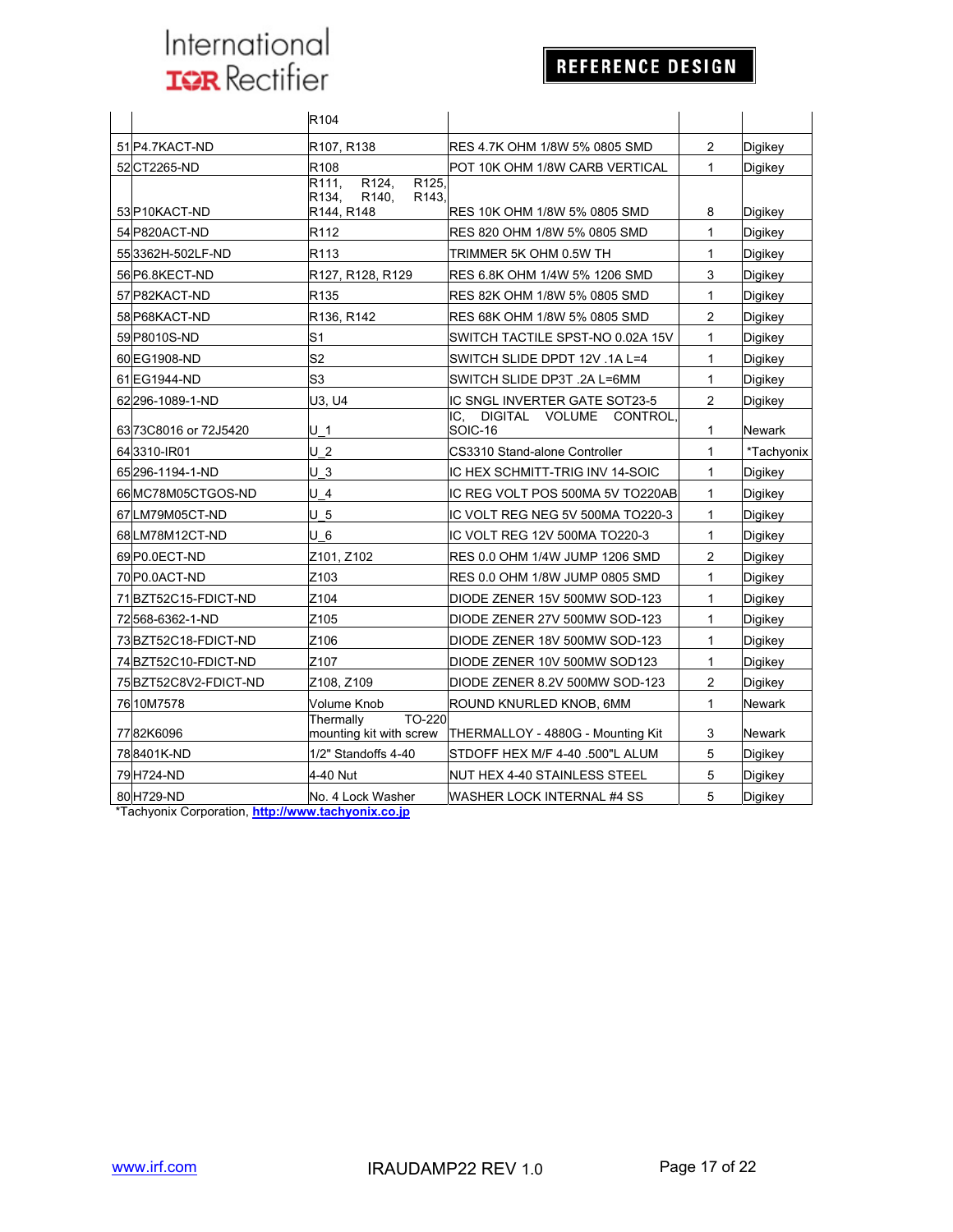| | | | | | |
|---|---|---|---|---|---|
| | | R104 | | | |
| 51 | P4.7KACT-ND | R107, R138 | RES 4.7K OHM 1/8W 5% 0805 SMD | 2 | Digikey |
| 52 | CT2265-ND | R108 | POT 10K OHM 1/8W CARB VERTICAL | 1 | Digikey |
| 53 | P10KACT-ND | R111, R124, R125, R134, R140, R143, R144, R148 | RES 10K OHM 1/8W 5% 0805 SMD | 8 | Digikey |
| 54 | P820ACT-ND | R112 | RES 820 OHM 1/8W 5% 0805 SMD | 1 | Digikey |
| 55 | 3362H-502LF-ND | R113 | TRIMMER 5K OHM 0.5W TH | 1 | Digikey |
| 56 | P6.8KECT-ND | R127, R128, R129 | RES 6.8K OHM 1/4W 5% 1206 SMD | 3 | Digikey |
| 57 | P82KACT-ND | R135 | RES 82K OHM 1/8W 5% 0805 SMD | 1 | Digikey |
| 58 | P68KACT-ND | R136, R142 | RES 68K OHM 1/8W 5% 0805 SMD | 2 | Digikey |
| 59 | P8010S-ND | S1 | SWITCH TACTILE SPST-NO 0.02A 15V | 1 | Digikey |
| 60 | EG1908-ND | S2 | SWITCH SLIDE DPDT 12V .1A L=4 | 1 | Digikey |
| 61 | EG1944-ND | S3 | SWITCH SLIDE DP3T .2A L=6MM | 1 | Digikey |
| 62 | 296-1089-1-ND | U3, U4 | IC SNGL INVERTER GATE SOT23-5 | 2 | Digikey |
| 63 | 73C8016 or 72J5420 | U_1 | IC, DIGITAL VOLUME CONTROL, SOIC-16 | 1 | Newark |
| 64 | 3310-IR01 | U_2 | CS3310 Stand-alone Controller | 1 | *Tachyonix |
| 65 | 296-1194-1-ND | U_3 | IC HEX SCHMITT-TRIG INV 14-SOIC | 1 | Digikey |
| 66 | MC78M05CTGOS-ND | U_4 | IC REG VOLT POS 500MA 5V TO220AB | 1 | Digikey |
| 67 | LM79M05CT-ND | U_5 | IC VOLT REG NEG 5V 500MA TO220-3 | 1 | Digikey |
| 68 | LM78M12CT-ND | U_6 | IC VOLT REG 12V 500MA TO220-3 | 1 | Digikey |
| 69 | P0.0ECT-ND | Z101, Z102 | RES 0.0 OHM 1/4W JUMP 1206 SMD | 2 | Digikey |
| 70 | P0.0ACT-ND | Z103 | RES 0.0 OHM 1/8W JUMP 0805 SMD | 1 | Digikey |
| 71 | BZT52C15-FDICT-ND | Z104 | DIODE ZENER 15V 500MW SOD-123 | 1 | Digikey |
| 72 | 568-6362-1-ND | Z105 | DIODE ZENER 27V 500MW SOD-123 | 1 | Digikey |
| 73 | BZT52C18-FDICT-ND | Z106 | DIODE ZENER 18V 500MW SOD-123 | 1 | Digikey |
| 74 | BZT52C10-FDICT-ND | Z107 | DIODE ZENER 10V 500MW SOD123 | 1 | Digikey |
| 75 | BZT52C8V2-FDICT-ND | Z108, Z109 | DIODE ZENER 8.2V 500MW SOD-123 | 2 | Digikey |
| 76 | 10M7578 | Volume Knob | ROUND KNURLED KNOB, 6MM | 1 | Newark |
| 77 | 82K6096 | Thermally TO-220 mounting kit with screw | THERMALLOY - 4880G - Mounting Kit | 3 | Newark |
| 78 | 8401K-ND | 1/2" Standoffs 4-40 | STDOFF HEX M/F 4-40 .500"L ALUM | 5 | Digikey |
| 79 | H724-ND | 4-40 Nut | NUT HEX 4-40 STAINLESS STEEL | 5 | Digikey |
| 80 | H729-ND | No. 4 Lock Washer | WASHER LOCK INTERNAL #4 SS | 5 | Digikey |

*Tachyonix Corporation, **http://www.tachyonix.co.jp**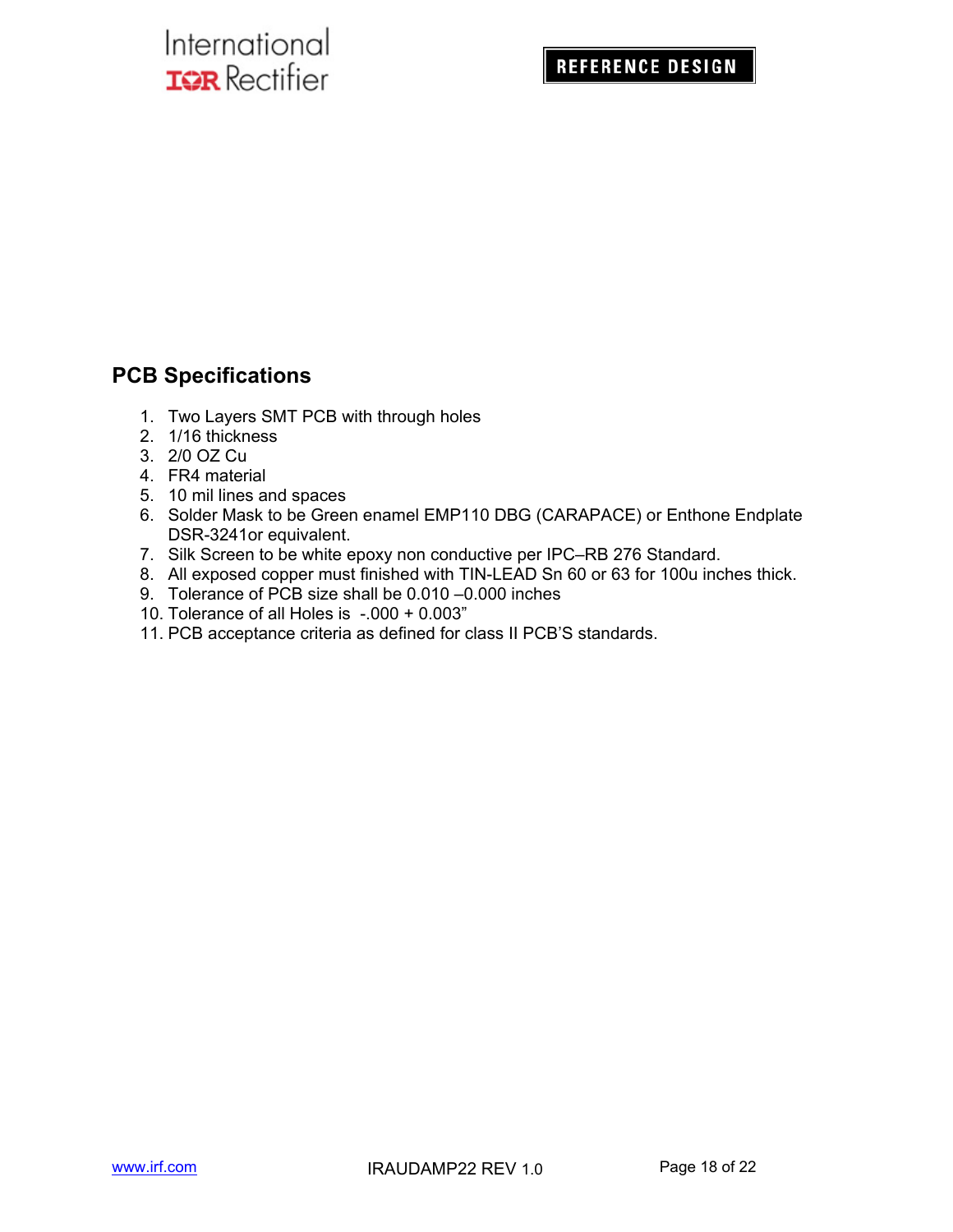## PCB Specifications

1. Two Layers SMT PCB with through holes
2. 1/16 thickness
3. 2/0 OZ Cu
4. FR4 material
5. 10 mil lines and spaces
6. Solder Mask to be Green enamel EMP110 DBG (CARAPACE) or Enthone Endplate DSR-3241or equivalent.
7. Silk Screen to be white epoxy non conductive per IPC–RB 276 Standard.
8. All exposed copper must finished with TIN-LEAD Sn 60 or 63 for 100u inches thick.
9. Tolerance of PCB size shall be 0.010 –0.000 inches
10. Tolerance of all Holes is -.000 + 0.003"
11. PCB acceptance criteria as defined for class II PCB'S standards.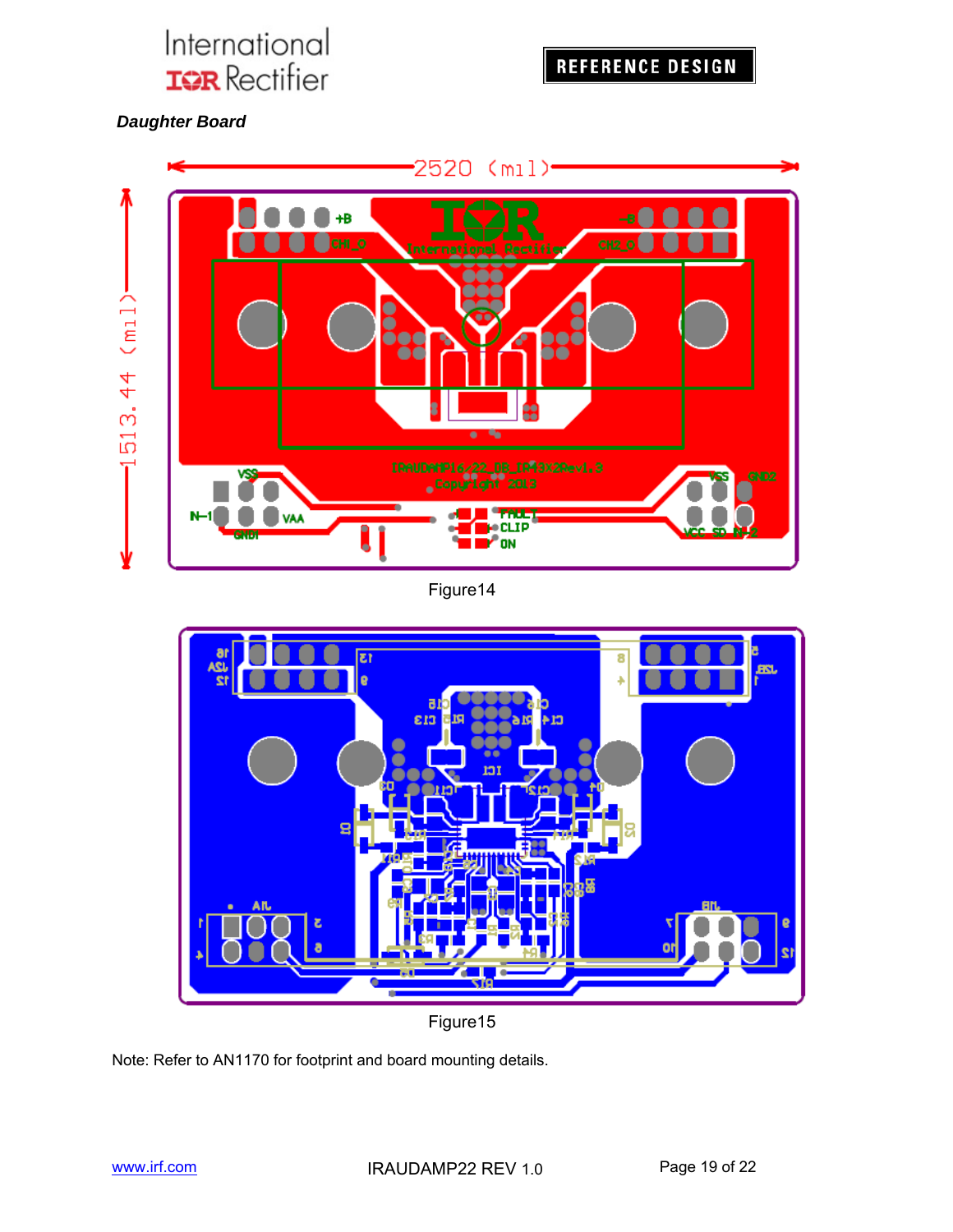***Daughter Board***

Figure14

Figure15

Note: Refer to AN1170 for footprint and board mounting details.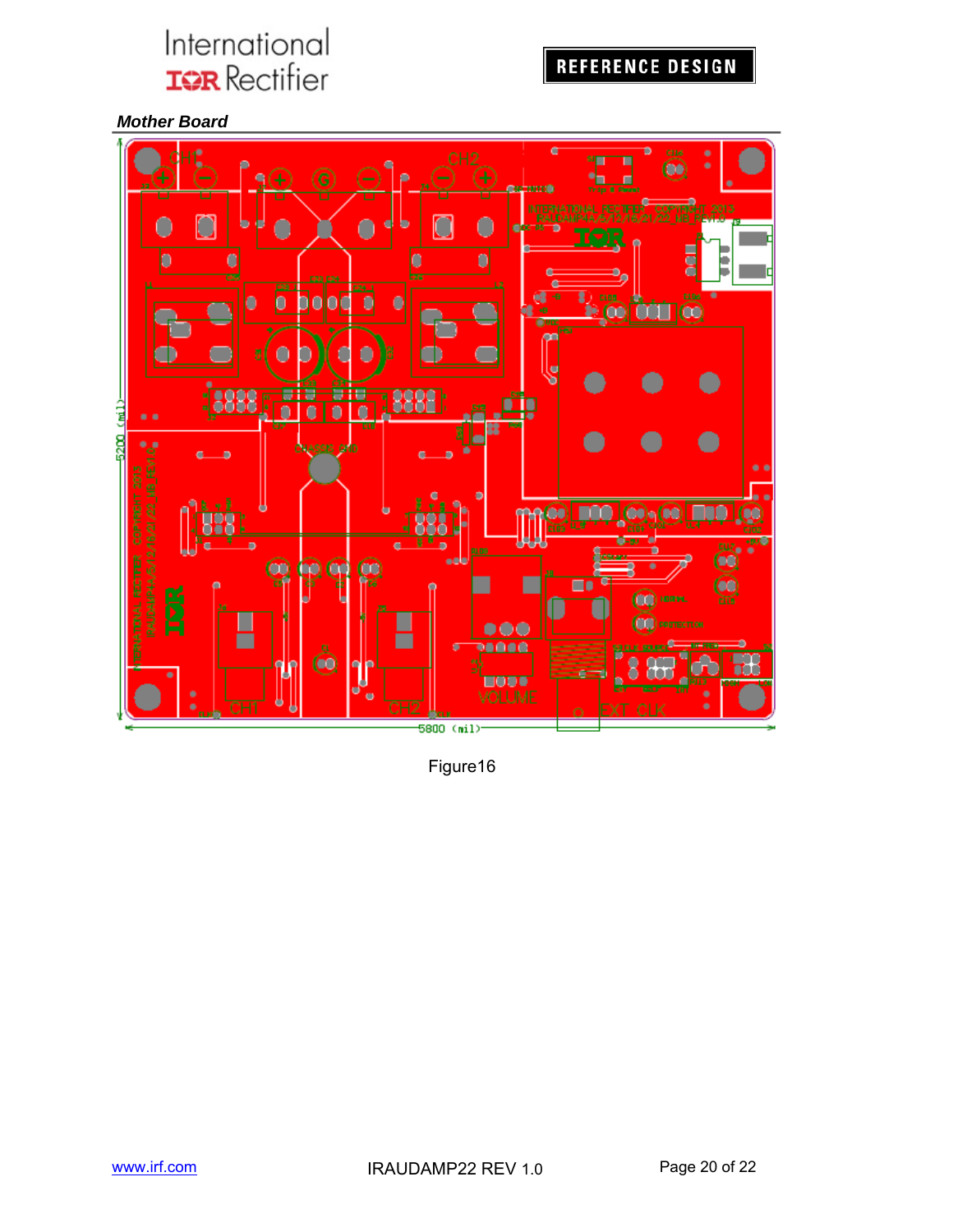## Mother Board

Figure16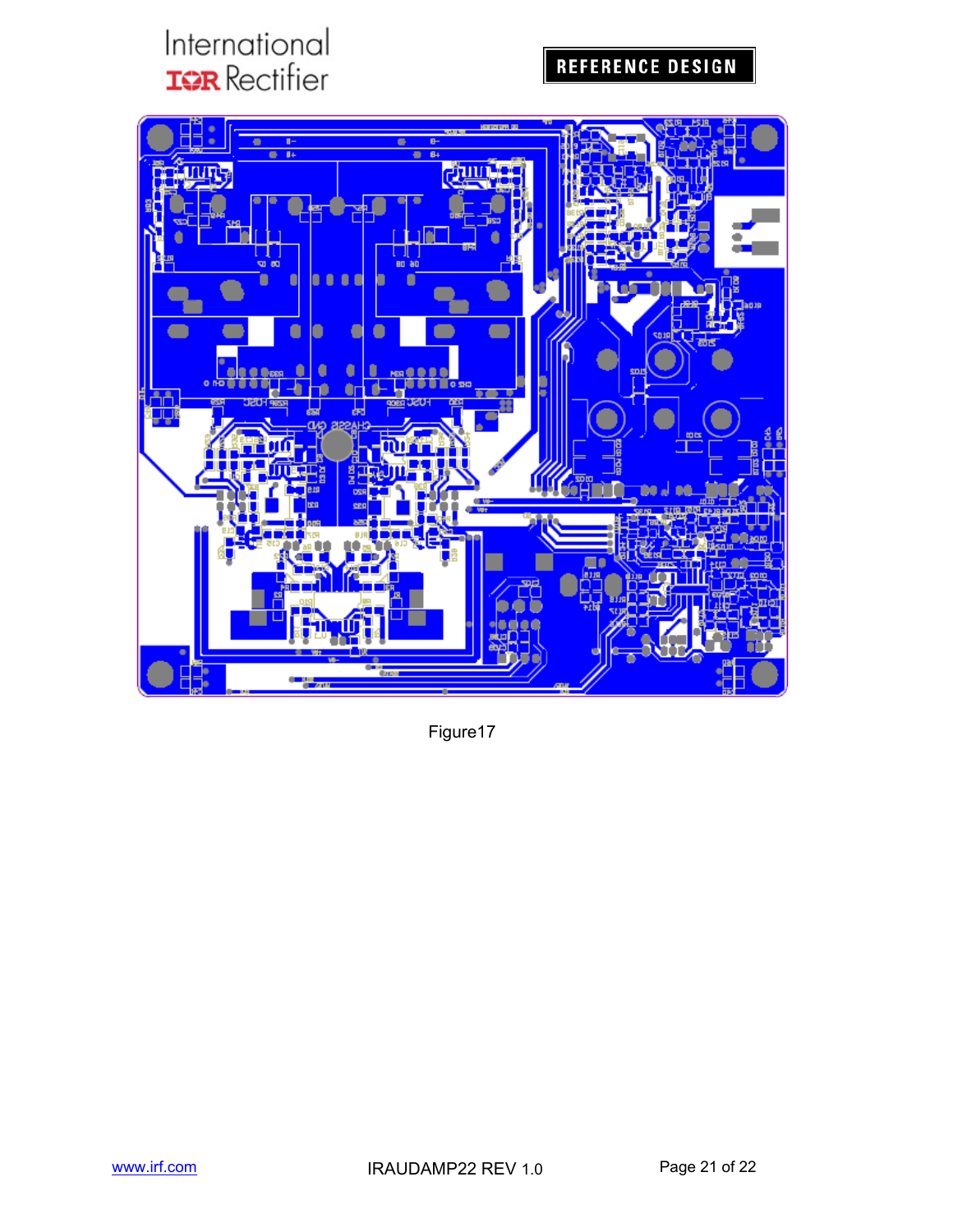Figure17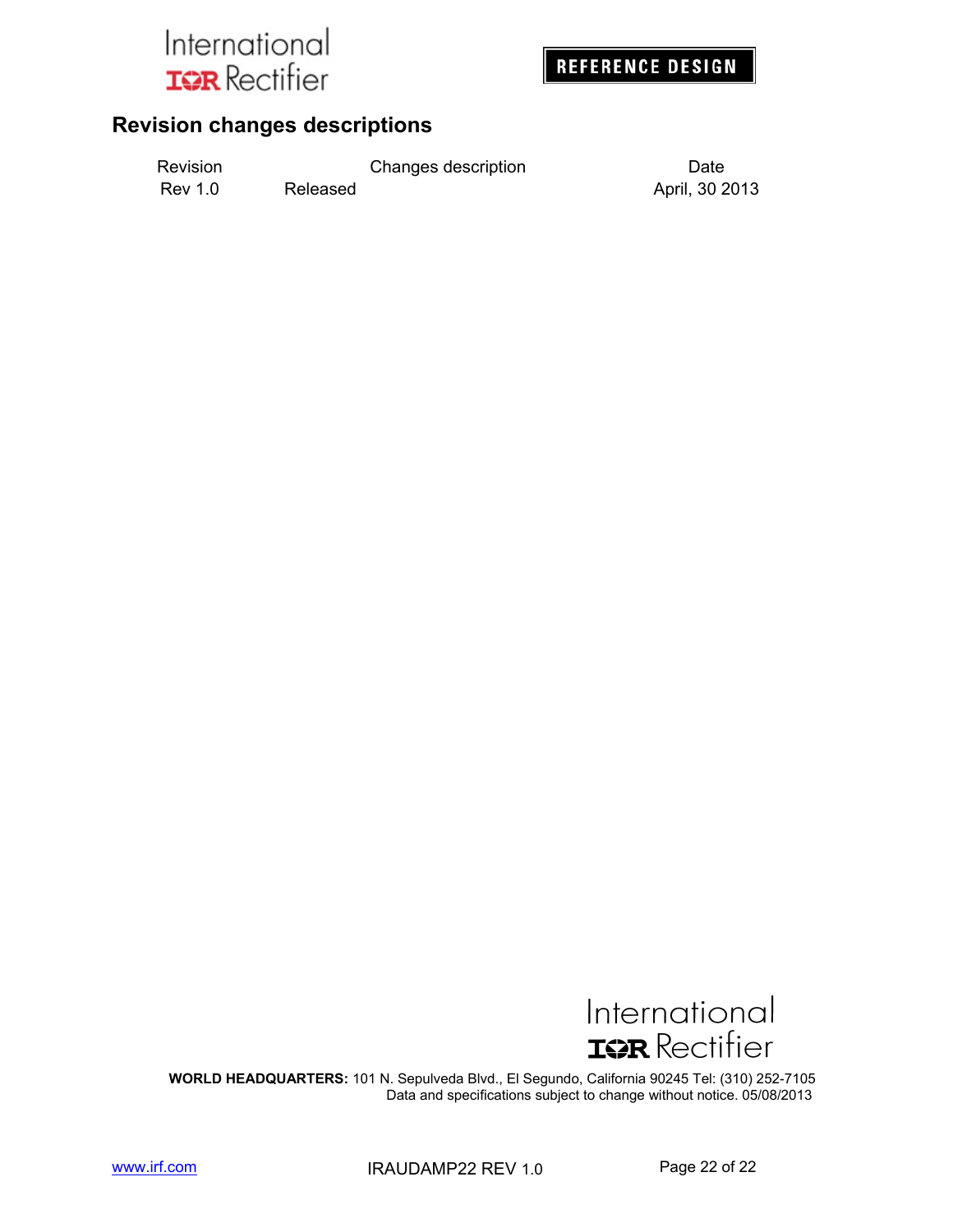## Revision changes descriptions

| Revision | Changes description | Date |
| --- | --- | --- |
| Rev 1.0 | Released | April, 30 2013 |

**WORLD HEADQUARTERS:** 101 N. Sepulveda Blvd., El Segundo, California 90245 Tel: (310) 252-7105
Data and specifications subject to change without notice. 05/08/2013